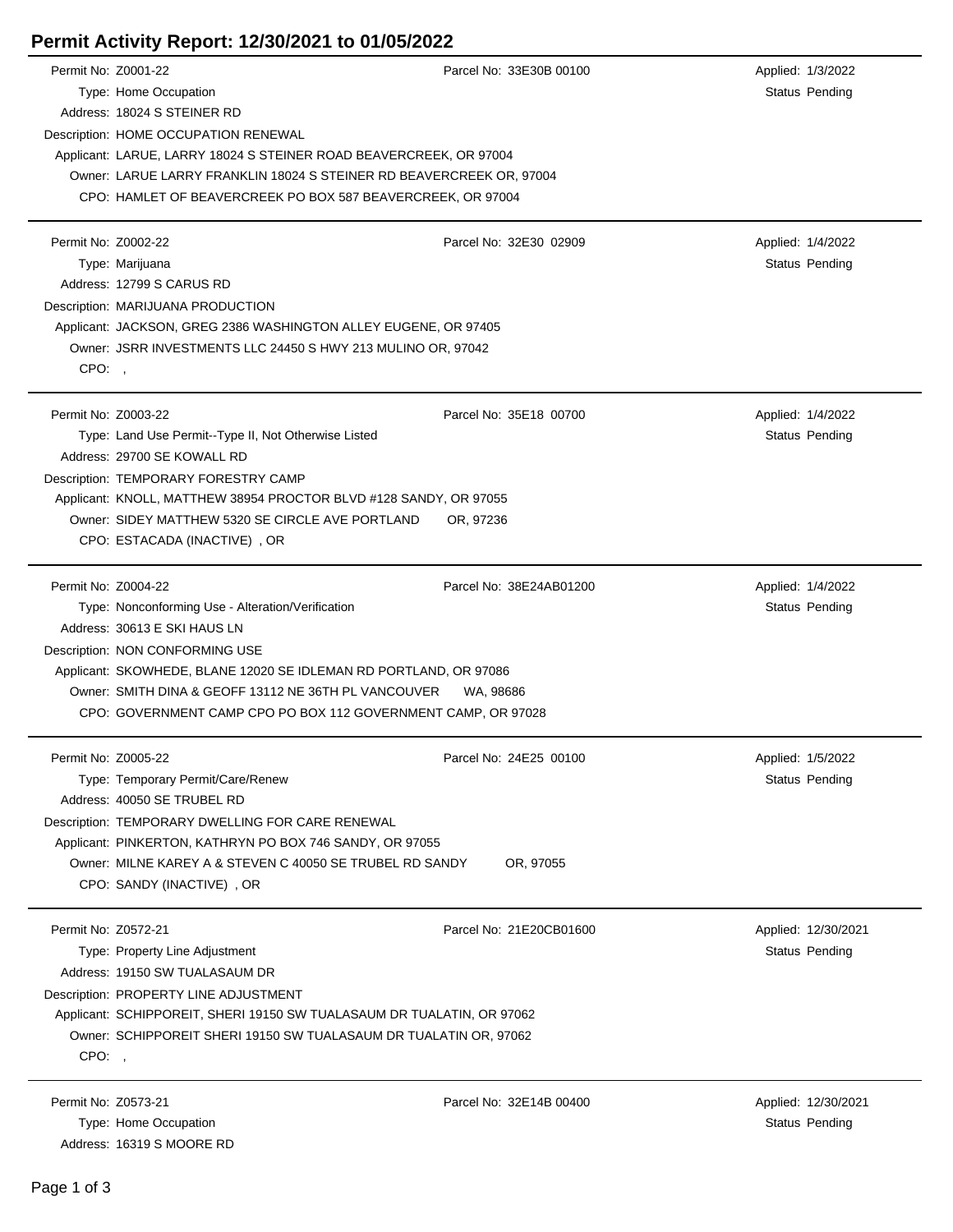# Permit Activity Report: 12/30/2021 to 01/05/2022

Permit No: Z0001-22 | Parcel No: 33E30B 00100 | Applied: 1/3/2022
Type: Home Occupation | Status Pending
Address: 18024 S STEINER RD
Description: HOME OCCUPATION RENEWAL
Applicant: LARUE, LARRY 18024 S STEINER ROAD BEAVERCREEK, OR 97004
Owner: LARUE LARRY FRANKLIN 18024 S STEINER RD BEAVERCREEK OR, 97004
CPO: HAMLET OF BEAVERCREEK PO BOX 587 BEAVERCREEK, OR 97004

---

Permit No: Z0002-22 | Parcel No: 32E30 02909 | Applied: 1/4/2022
Type: Marijuana | Status Pending
Address: 12799 S CARUS RD
Description: MARIJUANA PRODUCTION
Applicant: JACKSON, GREG 2386 WASHINGTON ALLEY EUGENE, OR 97405
Owner: JSRR INVESTMENTS LLC 24450 S HWY 213 MULINO OR, 97042
CPO: ,

---

Permit No: Z0003-22 | Parcel No: 35E18 00700 | Applied: 1/4/2022
Type: Land Use Permit--Type II, Not Otherwise Listed | Status Pending
Address: 29700 SE KOWALL RD
Description: TEMPORARY FORESTRY CAMP
Applicant: KNOLL, MATTHEW 38954 PROCTOR BLVD #128 SANDY, OR 97055
Owner: SIDEY MATTHEW 5320 SE CIRCLE AVE PORTLAND OR, 97236
CPO: ESTACADA (INACTIVE) , OR

---

Permit No: Z0004-22 | Parcel No: 38E24AB01200 | Applied: 1/4/2022
Type: Nonconforming Use - Alteration/Verification | Status Pending
Address: 30613 E SKI HAUS LN
Description: NON CONFORMING USE
Applicant: SKOWHEDE, BLANE 12020 SE IDLEMAN RD PORTLAND, OR 97086
Owner: SMITH DINA & GEOFF 13112 NE 36TH PL VANCOUVER WA, 98686
CPO: GOVERNMENT CAMP CPO PO BOX 112 GOVERNMENT CAMP, OR 97028

---

Permit No: Z0005-22 | Parcel No: 24E25 00100 | Applied: 1/5/2022
Type: Temporary Permit/Care/Renew | Status Pending
Address: 40050 SE TRUBEL RD
Description: TEMPORARY DWELLING FOR CARE RENEWAL
Applicant: PINKERTON, KATHRYN PO BOX 746 SANDY, OR 97055
Owner: MILNE KAREY A & STEVEN C 40050 SE TRUBEL RD SANDY OR, 97055
CPO: SANDY (INACTIVE) , OR

---

Permit No: Z0572-21 | Parcel No: 21E20CB01600 | Applied: 12/30/2021
Type: Property Line Adjustment | Status Pending
Address: 19150 SW TUALASAUM DR
Description: PROPERTY LINE ADJUSTMENT
Applicant: SCHIPPOREIT, SHERI 19150 SW TUALASAUM DR TUALATIN, OR 97062
Owner: SCHIPPOREIT SHERI 19150 SW TUALASAUM DR TUALATIN OR, 97062
CPO: ,

---

Permit No: Z0573-21 | Parcel No: 32E14B 00400 | Applied: 12/30/2021
Type: Home Occupation | Status Pending
Address: 16319 S MOORE RD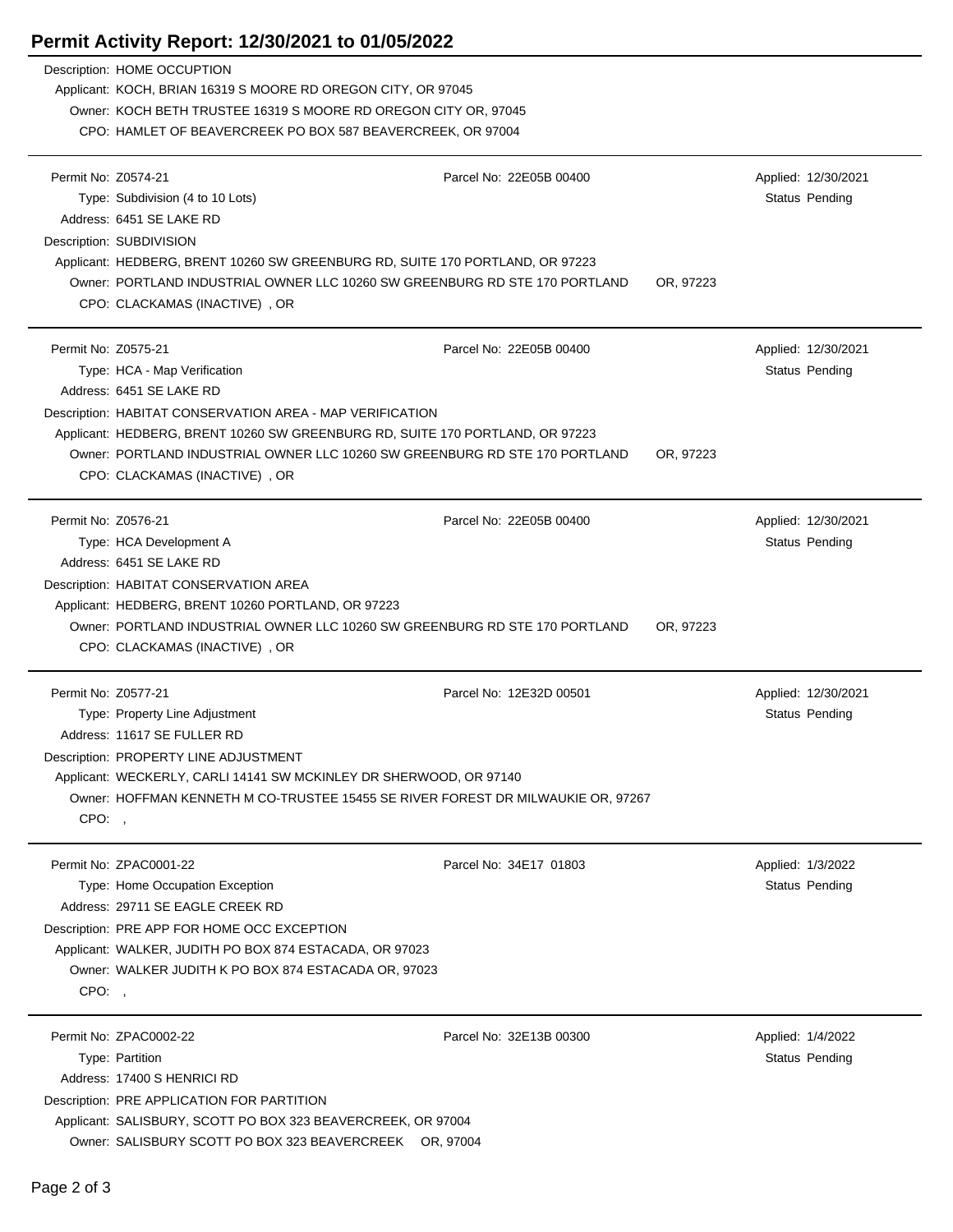# Permit Activity Report: 12/30/2021 to 01/05/2022

Description: HOME OCCUPATION
Applicant: KOCH, BRIAN 16319 S MOORE RD OREGON CITY, OR 97045
Owner: KOCH BETH TRUSTEE 16319 S MOORE RD OREGON CITY OR, 97045
CPO: HAMLET OF BEAVERCREEK PO BOX 587 BEAVERCREEK, OR 97004

---

Permit No: Z0574-21 | Parcel No: 22E05B 00400 | Applied: 12/30/2021
Type: Subdivision (4 to 10 Lots) | Status Pending
Address: 6451 SE LAKE RD
Description: SUBDIVISION
Applicant: HEDBERG, BRENT 10260 SW GREENBURG RD, SUITE 170 PORTLAND, OR 97223
Owner: PORTLAND INDUSTRIAL OWNER LLC 10260 SW GREENBURG RD STE 170 PORTLAND OR, 97223
CPO: CLACKAMAS (INACTIVE) , OR

---

Permit No: Z0575-21 | Parcel No: 22E05B 00400 | Applied: 12/30/2021
Type: HCA - Map Verification | Status Pending
Address: 6451 SE LAKE RD
Description: HABITAT CONSERVATION AREA - MAP VERIFICATION
Applicant: HEDBERG, BRENT 10260 SW GREENBURG RD, SUITE 170 PORTLAND, OR 97223
Owner: PORTLAND INDUSTRIAL OWNER LLC 10260 SW GREENBURG RD STE 170 PORTLAND OR, 97223
CPO: CLACKAMAS (INACTIVE) , OR

---

Permit No: Z0576-21 | Parcel No: 22E05B 00400 | Applied: 12/30/2021
Type: HCA Development A | Status Pending
Address: 6451 SE LAKE RD
Description: HABITAT CONSERVATION AREA
Applicant: HEDBERG, BRENT 10260 PORTLAND, OR 97223
Owner: PORTLAND INDUSTRIAL OWNER LLC 10260 SW GREENBURG RD STE 170 PORTLAND OR, 97223
CPO: CLACKAMAS (INACTIVE) , OR

---

Permit No: Z0577-21 | Parcel No: 12E32D 00501 | Applied: 12/30/2021
Type: Property Line Adjustment | Status Pending
Address: 11617 SE FULLER RD
Description: PROPERTY LINE ADJUSTMENT
Applicant: WECKERLY, CARLI 14141 SW MCKINLEY DR SHERWOOD, OR 97140
Owner: HOFFMAN KENNETH M CO-TRUSTEE 15455 SE RIVER FOREST DR MILWAUKIE OR, 97267
CPO: ,

---

Permit No: ZPAC0001-22 | Parcel No: 34E17 01803 | Applied: 1/3/2022
Type: Home Occupation Exception | Status Pending
Address: 29711 SE EAGLE CREEK RD
Description: PRE APP FOR HOME OCC EXCEPTION
Applicant: WALKER, JUDITH PO BOX 874 ESTACADA, OR 97023
Owner: WALKER JUDITH K PO BOX 874 ESTACADA OR, 97023
CPO: ,

---

Permit No: ZPAC0002-22 | Parcel No: 32E13B 00300 | Applied: 1/4/2022
Type: Partition | Status Pending
Address: 17400 S HENRICI RD
Description: PRE APPLICATION FOR PARTITION
Applicant: SALISBURY, SCOTT PO BOX 323 BEAVERCREEK, OR 97004
Owner: SALISBURY SCOTT PO BOX 323 BEAVERCREEK OR, 97004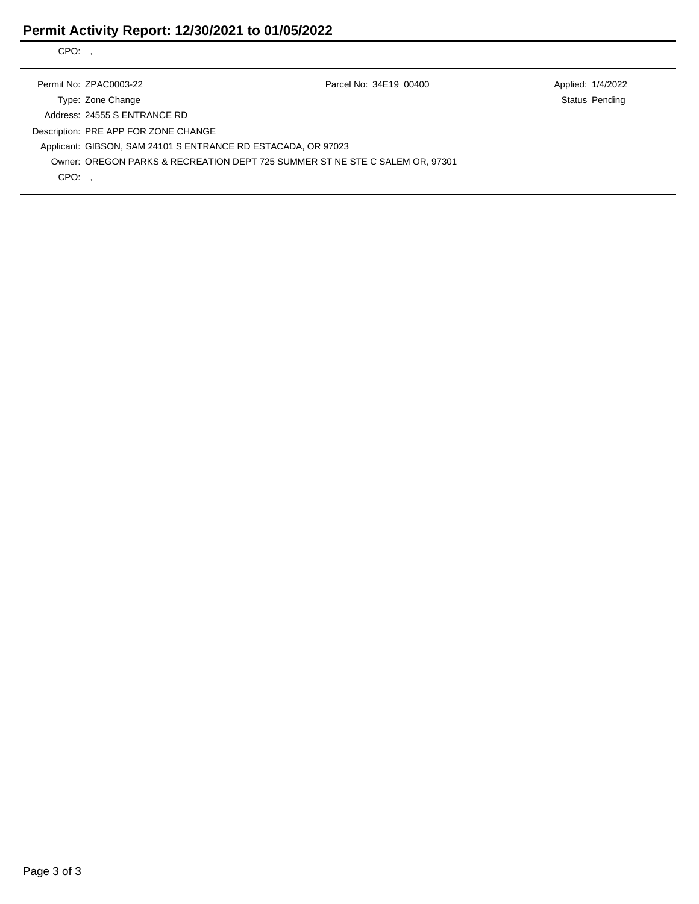# Permit Activity Report: 12/30/2021 to 01/05/2022

CPO: ,

Permit No: ZPAC0003-22 | Parcel No: 34E19 00400 | Applied: 1/4/2022

Type: Zone Change | Status Pending

Address: 24555 S ENTRANCE RD

Description: PRE APP FOR ZONE CHANGE

Applicant: GIBSON, SAM 24101 S ENTRANCE RD ESTACADA, OR 97023

Owner: OREGON PARKS & RECREATION DEPT 725 SUMMER ST NE STE C SALEM OR, 97301

CPO: ,